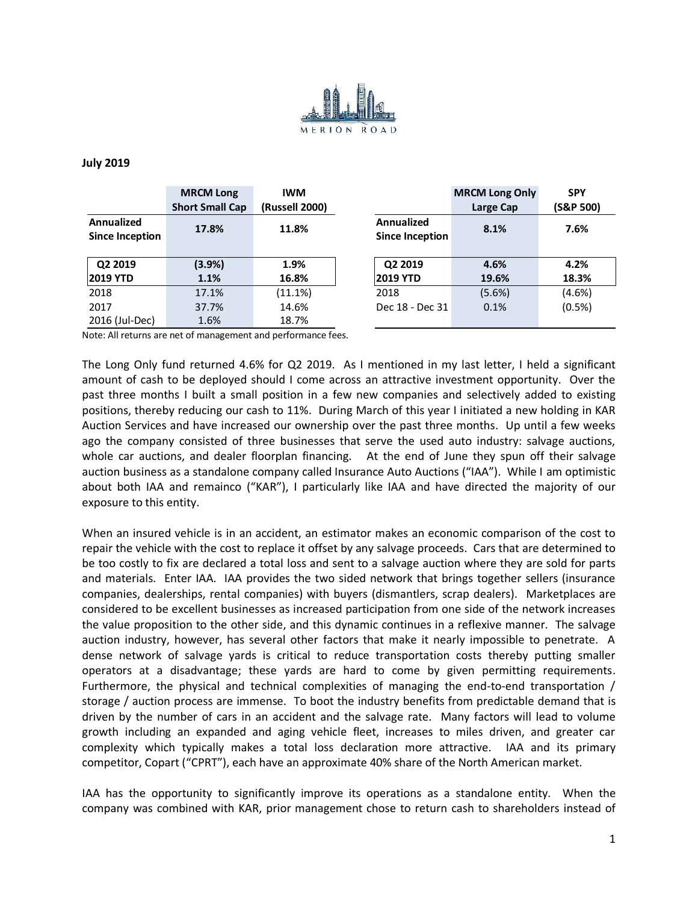MERION ROAD

**July 2019**

| | MRCM Long Short Small Cap | IWM (Russell 2000) |
|---|---|---|
| **Annualized Since Inception** | **17.8%** | **11.8%** |
| **Q2 2019** | **(3.9%)** | **1.9%** |
| **2019 YTD** | **1.1%** | **16.8%** |
| 2018 | 17.1% | (11.1%) |
| 2017 | 37.7% | 14.6% |
| 2016 (Jul-Dec) | 1.6% | 18.7% |

| | MRCM Long Only Large Cap | SPY (S&P 500) |
|---|---|---|
| **Annualized Since Inception** | **8.1%** | **7.6%** |
| **Q2 2019** | **4.6%** | **4.2%** |
| **2019 YTD** | **19.6%** | **18.3%** |
| 2018 | (5.6%) | (4.6%) |
| Dec 18 - Dec 31 | 0.1% | (0.5%) |

Note: All returns are net of management and performance fees.

The Long Only fund returned 4.6% for Q2 2019. As I mentioned in my last letter, I held a significant amount of cash to be deployed should I come across an attractive investment opportunity. Over the past three months I built a small position in a few new companies and selectively added to existing positions, thereby reducing our cash to 11%. During March of this year I initiated a new holding in KAR Auction Services and have increased our ownership over the past three months. Up until a few weeks ago the company consisted of three businesses that serve the used auto industry: salvage auctions, whole car auctions, and dealer floorplan financing. At the end of June they spun off their salvage auction business as a standalone company called Insurance Auto Auctions ("IAA"). While I am optimistic about both IAA and remainco ("KAR"), I particularly like IAA and have directed the majority of our exposure to this entity.

When an insured vehicle is in an accident, an estimator makes an economic comparison of the cost to repair the vehicle with the cost to replace it offset by any salvage proceeds. Cars that are determined to be too costly to fix are declared a total loss and sent to a salvage auction where they are sold for parts and materials. Enter IAA. IAA provides the two sided network that brings together sellers (insurance companies, dealerships, rental companies) with buyers (dismantlers, scrap dealers). Marketplaces are considered to be excellent businesses as increased participation from one side of the network increases the value proposition to the other side, and this dynamic continues in a reflexive manner. The salvage auction industry, however, has several other factors that make it nearly impossible to penetrate. A dense network of salvage yards is critical to reduce transportation costs thereby putting smaller operators at a disadvantage; these yards are hard to come by given permitting requirements. Furthermore, the physical and technical complexities of managing the end-to-end transportation / storage / auction process are immense. To boot the industry benefits from predictable demand that is driven by the number of cars in an accident and the salvage rate. Many factors will lead to volume growth including an expanded and aging vehicle fleet, increases to miles driven, and greater car complexity which typically makes a total loss declaration more attractive. IAA and its primary competitor, Copart ("CPRT"), each have an approximate 40% share of the North American market.

IAA has the opportunity to significantly improve its operations as a standalone entity. When the company was combined with KAR, prior management chose to return cash to shareholders instead of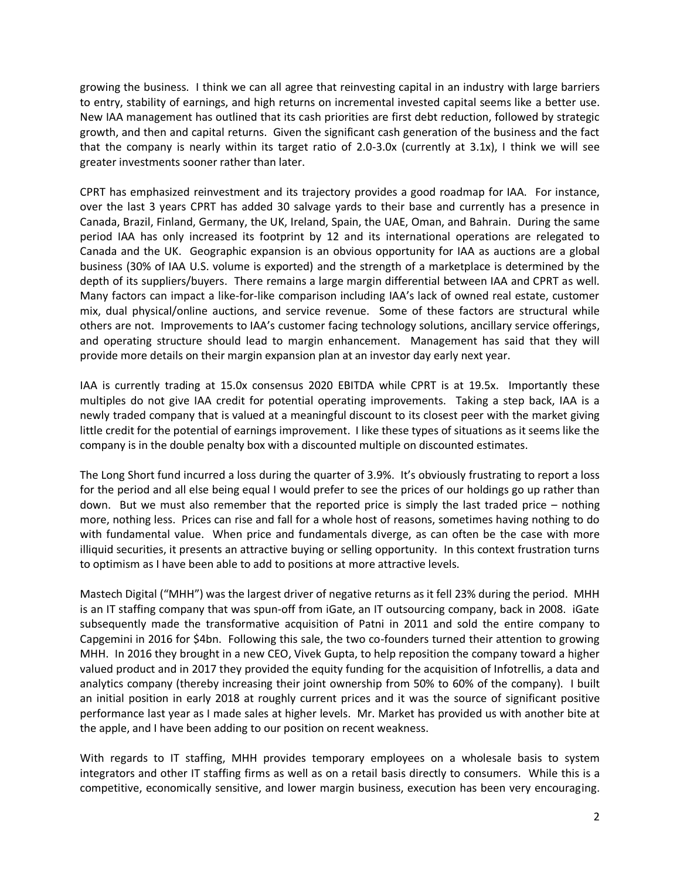growing the business. I think we can all agree that reinvesting capital in an industry with large barriers to entry, stability of earnings, and high returns on incremental invested capital seems like a better use. New IAA management has outlined that its cash priorities are first debt reduction, followed by strategic growth, and then and capital returns. Given the significant cash generation of the business and the fact that the company is nearly within its target ratio of 2.0-3.0x (currently at 3.1x), I think we will see greater investments sooner rather than later.

CPRT has emphasized reinvestment and its trajectory provides a good roadmap for IAA. For instance, over the last 3 years CPRT has added 30 salvage yards to their base and currently has a presence in Canada, Brazil, Finland, Germany, the UK, Ireland, Spain, the UAE, Oman, and Bahrain. During the same period IAA has only increased its footprint by 12 and its international operations are relegated to Canada and the UK. Geographic expansion is an obvious opportunity for IAA as auctions are a global business (30% of IAA U.S. volume is exported) and the strength of a marketplace is determined by the depth of its suppliers/buyers. There remains a large margin differential between IAA and CPRT as well. Many factors can impact a like-for-like comparison including IAA's lack of owned real estate, customer mix, dual physical/online auctions, and service revenue. Some of these factors are structural while others are not. Improvements to IAA's customer facing technology solutions, ancillary service offerings, and operating structure should lead to margin enhancement. Management has said that they will provide more details on their margin expansion plan at an investor day early next year.

IAA is currently trading at 15.0x consensus 2020 EBITDA while CPRT is at 19.5x. Importantly these multiples do not give IAA credit for potential operating improvements. Taking a step back, IAA is a newly traded company that is valued at a meaningful discount to its closest peer with the market giving little credit for the potential of earnings improvement. I like these types of situations as it seems like the company is in the double penalty box with a discounted multiple on discounted estimates.

The Long Short fund incurred a loss during the quarter of 3.9%. It's obviously frustrating to report a loss for the period and all else being equal I would prefer to see the prices of our holdings go up rather than down. But we must also remember that the reported price is simply the last traded price – nothing more, nothing less. Prices can rise and fall for a whole host of reasons, sometimes having nothing to do with fundamental value. When price and fundamentals diverge, as can often be the case with more illiquid securities, it presents an attractive buying or selling opportunity. In this context frustration turns to optimism as I have been able to add to positions at more attractive levels.

Mastech Digital ("MHH") was the largest driver of negative returns as it fell 23% during the period. MHH is an IT staffing company that was spun-off from iGate, an IT outsourcing company, back in 2008. iGate subsequently made the transformative acquisition of Patni in 2011 and sold the entire company to Capgemini in 2016 for $4bn. Following this sale, the two co-founders turned their attention to growing MHH. In 2016 they brought in a new CEO, Vivek Gupta, to help reposition the company toward a higher valued product and in 2017 they provided the equity funding for the acquisition of Infotrellis, a data and analytics company (thereby increasing their joint ownership from 50% to 60% of the company). I built an initial position in early 2018 at roughly current prices and it was the source of significant positive performance last year as I made sales at higher levels. Mr. Market has provided us with another bite at the apple, and I have been adding to our position on recent weakness.

With regards to IT staffing, MHH provides temporary employees on a wholesale basis to system integrators and other IT staffing firms as well as on a retail basis directly to consumers. While this is a competitive, economically sensitive, and lower margin business, execution has been very encouraging.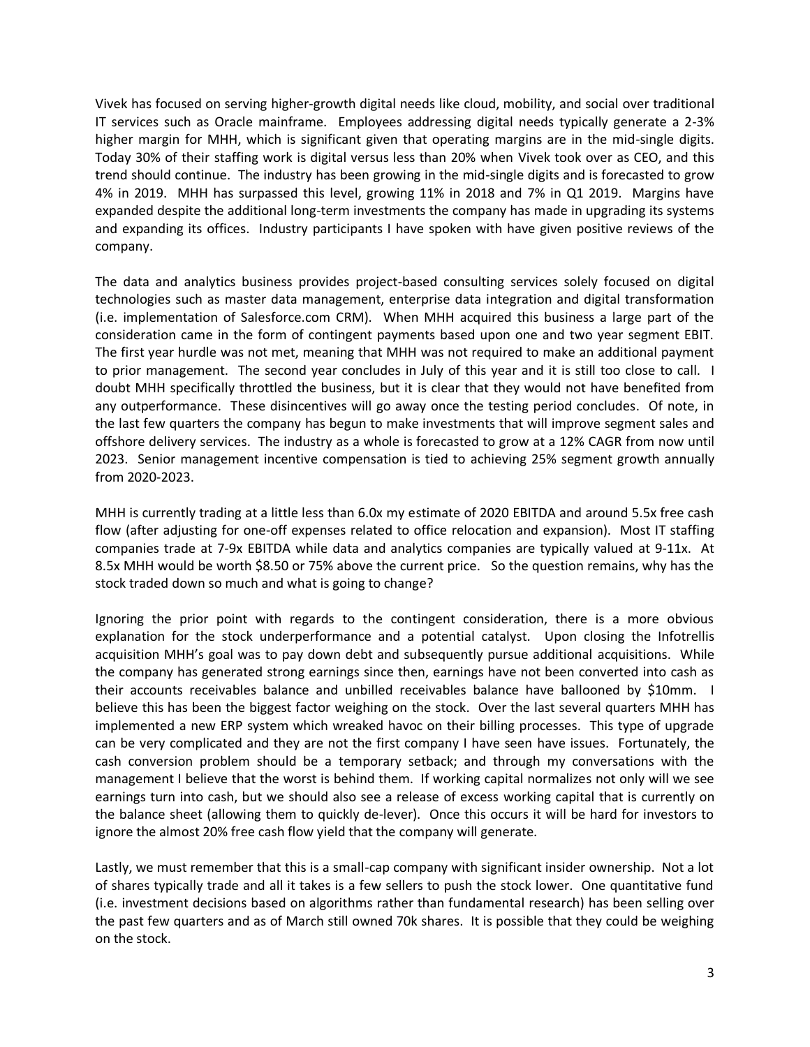Vivek has focused on serving higher-growth digital needs like cloud, mobility, and social over traditional IT services such as Oracle mainframe. Employees addressing digital needs typically generate a 2-3% higher margin for MHH, which is significant given that operating margins are in the mid-single digits. Today 30% of their staffing work is digital versus less than 20% when Vivek took over as CEO, and this trend should continue. The industry has been growing in the mid-single digits and is forecasted to grow 4% in 2019. MHH has surpassed this level, growing 11% in 2018 and 7% in Q1 2019. Margins have expanded despite the additional long-term investments the company has made in upgrading its systems and expanding its offices. Industry participants I have spoken with have given positive reviews of the company.

The data and analytics business provides project-based consulting services solely focused on digital technologies such as master data management, enterprise data integration and digital transformation (i.e. implementation of Salesforce.com CRM). When MHH acquired this business a large part of the consideration came in the form of contingent payments based upon one and two year segment EBIT. The first year hurdle was not met, meaning that MHH was not required to make an additional payment to prior management. The second year concludes in July of this year and it is still too close to call. I doubt MHH specifically throttled the business, but it is clear that they would not have benefited from any outperformance. These disincentives will go away once the testing period concludes. Of note, in the last few quarters the company has begun to make investments that will improve segment sales and offshore delivery services. The industry as a whole is forecasted to grow at a 12% CAGR from now until 2023. Senior management incentive compensation is tied to achieving 25% segment growth annually from 2020-2023.

MHH is currently trading at a little less than 6.0x my estimate of 2020 EBITDA and around 5.5x free cash flow (after adjusting for one-off expenses related to office relocation and expansion). Most IT staffing companies trade at 7-9x EBITDA while data and analytics companies are typically valued at 9-11x. At 8.5x MHH would be worth $8.50 or 75% above the current price. So the question remains, why has the stock traded down so much and what is going to change?

Ignoring the prior point with regards to the contingent consideration, there is a more obvious explanation for the stock underperformance and a potential catalyst. Upon closing the Infotrellis acquisition MHH's goal was to pay down debt and subsequently pursue additional acquisitions. While the company has generated strong earnings since then, earnings have not been converted into cash as their accounts receivables balance and unbilled receivables balance have ballooned by $10mm. I believe this has been the biggest factor weighing on the stock. Over the last several quarters MHH has implemented a new ERP system which wreaked havoc on their billing processes. This type of upgrade can be very complicated and they are not the first company I have seen have issues. Fortunately, the cash conversion problem should be a temporary setback; and through my conversations with the management I believe that the worst is behind them. If working capital normalizes not only will we see earnings turn into cash, but we should also see a release of excess working capital that is currently on the balance sheet (allowing them to quickly de-lever). Once this occurs it will be hard for investors to ignore the almost 20% free cash flow yield that the company will generate.

Lastly, we must remember that this is a small-cap company with significant insider ownership. Not a lot of shares typically trade and all it takes is a few sellers to push the stock lower. One quantitative fund (i.e. investment decisions based on algorithms rather than fundamental research) has been selling over the past few quarters and as of March still owned 70k shares. It is possible that they could be weighing on the stock.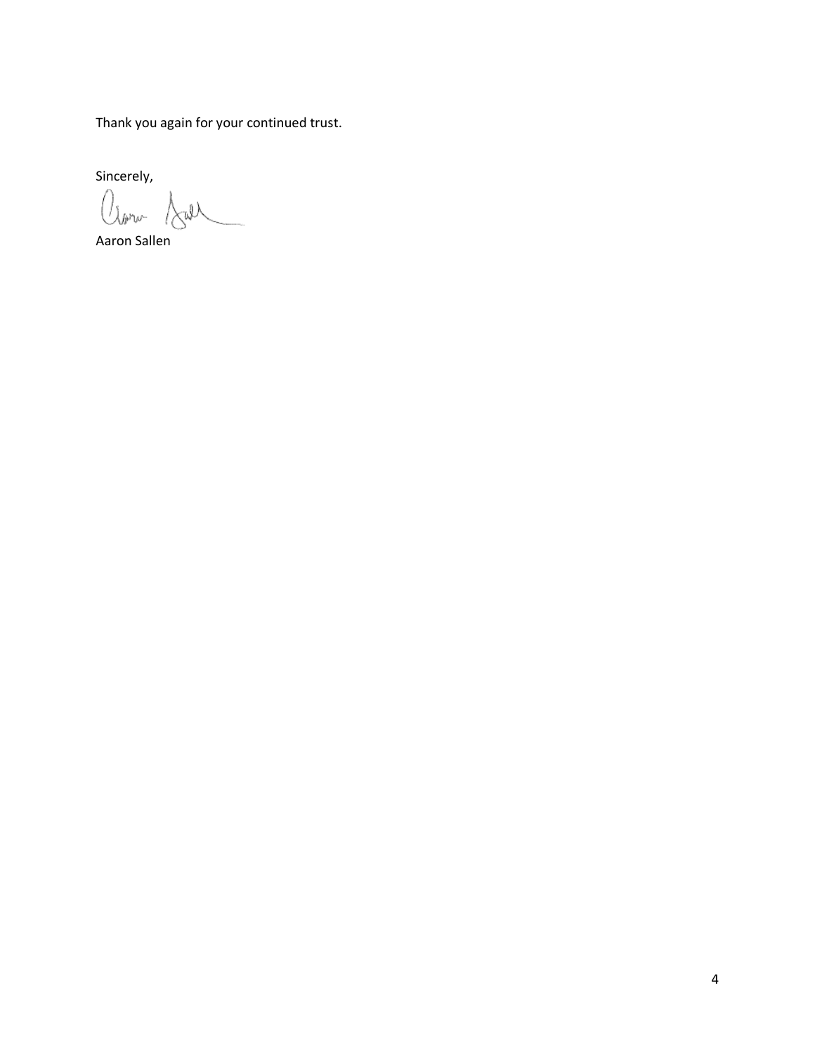Thank you again for your continued trust.

Sincerely,

Aaron Sallen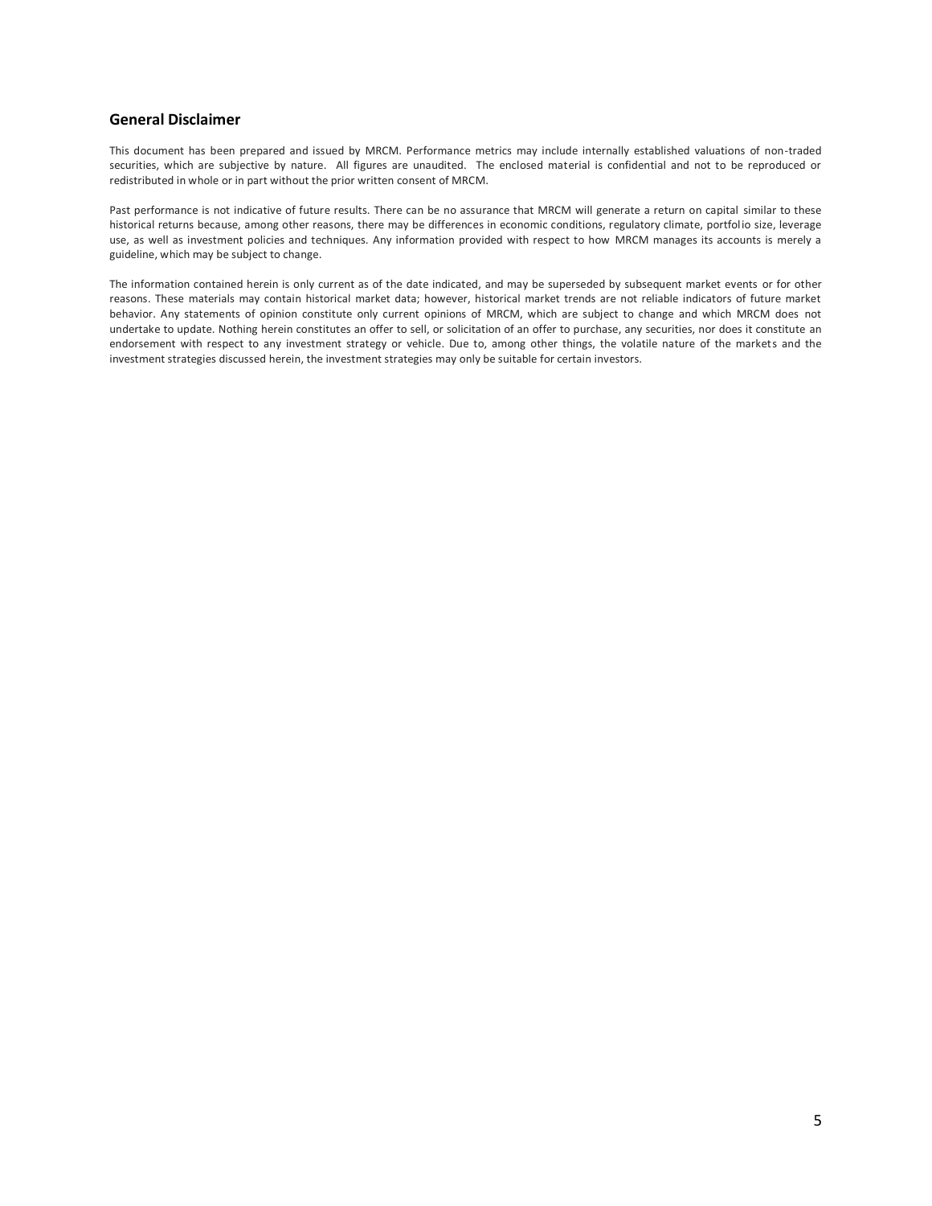## General Disclaimer

This document has been prepared and issued by MRCM. Performance metrics may include internally established valuations of non-traded securities, which are subjective by nature. All figures are unaudited. The enclosed material is confidential and not to be reproduced or redistributed in whole or in part without the prior written consent of MRCM.

Past performance is not indicative of future results. There can be no assurance that MRCM will generate a return on capital similar to these historical returns because, among other reasons, there may be differences in economic conditions, regulatory climate, portfolio size, leverage use, as well as investment policies and techniques. Any information provided with respect to how MRCM manages its accounts is merely a guideline, which may be subject to change.

The information contained herein is only current as of the date indicated, and may be superseded by subsequent market events or for other reasons. These materials may contain historical market data; however, historical market trends are not reliable indicators of future market behavior. Any statements of opinion constitute only current opinions of MRCM, which are subject to change and which MRCM does not undertake to update. Nothing herein constitutes an offer to sell, or solicitation of an offer to purchase, any securities, nor does it constitute an endorsement with respect to any investment strategy or vehicle. Due to, among other things, the volatile nature of the markets and the investment strategies discussed herein, the investment strategies may only be suitable for certain investors.